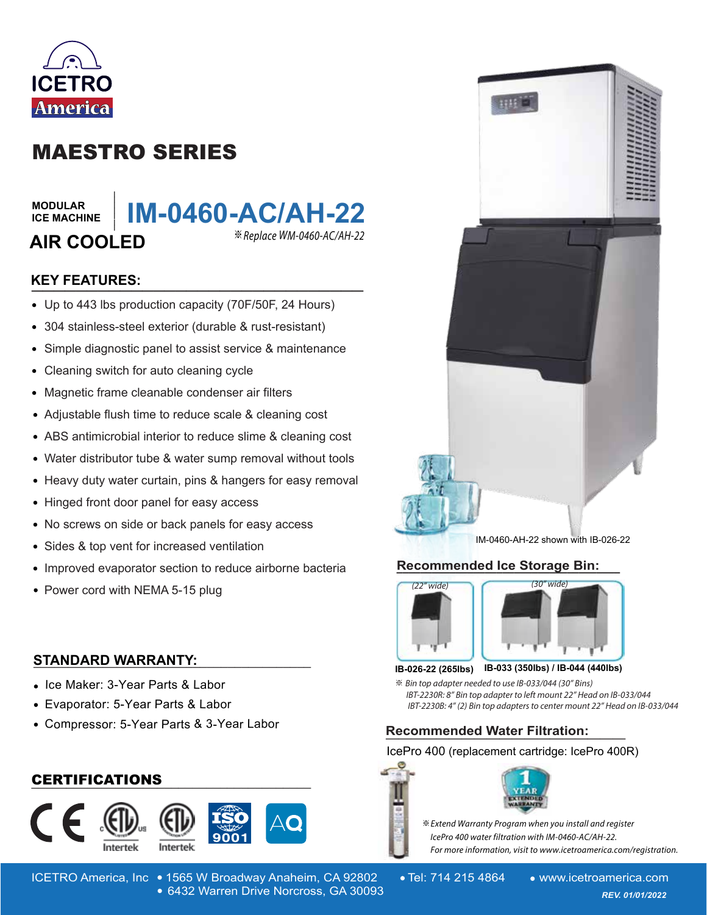ICETRO America

# MAESTRO SERIES

**MODULAR ICE MACHINE**

# IM-0460-AC/AH-22

*※Replace WM-0460-AC/AH-22*

## AIR COOLED

### KEY FEATURES:

- Up to 443 lbs production capacity (70F/50F, 24 Hours)
- 304 stainless-steel exterior (durable & rust-resistant)
- Simple diagnostic panel to assist service & maintenance
- Cleaning switch for auto cleaning cycle
- Magnetic frame cleanable condenser air filters
- Adjustable flush time to reduce scale & cleaning cost
- ABS antimicrobial interior to reduce slime & cleaning cost
- Water distributor tube & water sump removal without tools
- Heavy duty water curtain, pins & hangers for easy removal
- Hinged front door panel for easy access
- No screws on side or back panels for easy access
- Sides & top vent for increased ventilation
- Improved evaporator section to reduce airborne bacteria
- Power cord with NEMA 5-15 plug

IM-0460-AH-22 shown with IB-026-22

### Recommended Ice Storage Bin:

(22" wide) — **IB-026-22 (265lbs)**

(30" wide) — **IB-033 (350lbs) / IB-044 (440lbs)**

*※ Bin top adapter needed to use IB-033/044 (30" Bins)*
*IBT-2230R: 8" Bin top adapter to left mount 22" Head on IB-033/044*
*IBT-2230B: 4" (2) Bin top adapters to center mount 22" Head on IB-033/044*

### STANDARD WARRANTY:

- Ice Maker: 3-Year Parts & Labor
- Evaporator: 5-Year Parts & Labor
- Compressor: 5-Year Parts & 3-Year Labor

### Recommended Water Filtration:

IcePro 400 (replacement cartridge: IcePro 400R)

1 YEAR EXTENDED WARRANTY

*※Extend Warranty Program when you install and register IcePro 400 water filtration with IM-0460-AC/AH-22. For more information, visit to www.icetroamerica.com/registration.*

### CERTIFICATIONS

CE, ETL (Intertek), ETL Sanitation (Intertek), ISO 9001, AQ

ICETRO America, Inc • 1565 W Broadway Anaheim, CA 92802 • 6432 Warren Drive Norcross, GA 30093 • Tel: 714 215 4864 • www.icetroamerica.com

*REV. 01/01/2022*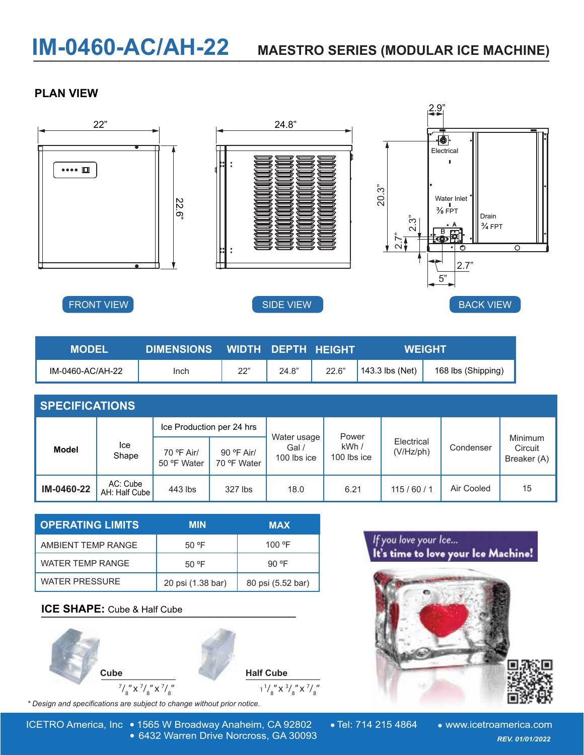# IM-0460-AC/AH-22

## MAESTRO SERIES (MODULAR ICE MACHINE)

### PLAN VIEW

22"
22.6"
24.8"
2.9"
Electrical
Water Inlet
⅜ FPT
Drain
¾ FPT
20.3"
2.3"
2.7"
A
B
2.7"
5"

FRONT VIEW

SIDE VIEW

BACK VIEW

| MODEL | DIMENSIONS | WIDTH | DEPTH | HEIGHT | WEIGHT | |
|---|---|---|---|---|---|---|
| IM-0460-AC/AH-22 | Inch | 22" | 24.8" | 22.6" | 143.3 lbs (Net) | 168 lbs (Shipping) |

### SPECIFICATIONS

| Model | Ice Shape | Ice Production per 24 hrs | | Water usage Gal / 100 lbs ice | Power kWh / 100 lbs ice | Electrical (V/Hz/ph) | Condenser | Minimum Circuit Breaker (A) |
|---|---|---|---|---|---|---|---|---|
| | | 70 ºF Air/ 50 ºF Water | 90 ºF Air/ 70 ºF Water | | | | | |
| **IM-0460-22** | AC: Cube AH: Half Cube | 443 lbs | 327 lbs | 18.0 | 6.21 | 115 / 60 / 1 | Air Cooled | 15 |

| OPERATING LIMITS | MIN | MAX |
|---|---|---|
| AMBIENT TEMP RANGE | 50 ºF | 100 ºF |
| WATER TEMP RANGE | 50 ºF | 90 ºF |
| WATER PRESSURE | 20 psi (1.38 bar) | 80 psi (5.52 bar) |

**ICE SHAPE:** Cube & Half Cube

**Cube**
7/8" x 7/8" x 7/8"

**Half Cube**
1 1/8" x 3/8" x 7/8"

*If you love your Ice...*
***It's time to love your Ice Machine!***

*\* Design and specifications are subject to change without prior notice.*

ICETRO America, Inc • 1565 W Broadway Anaheim, CA 92802 • 6432 Warren Drive Norcross, GA 30093 • Tel: 714 215 4864 • www.icetroamerica.com

*REV. 01/01/2022*